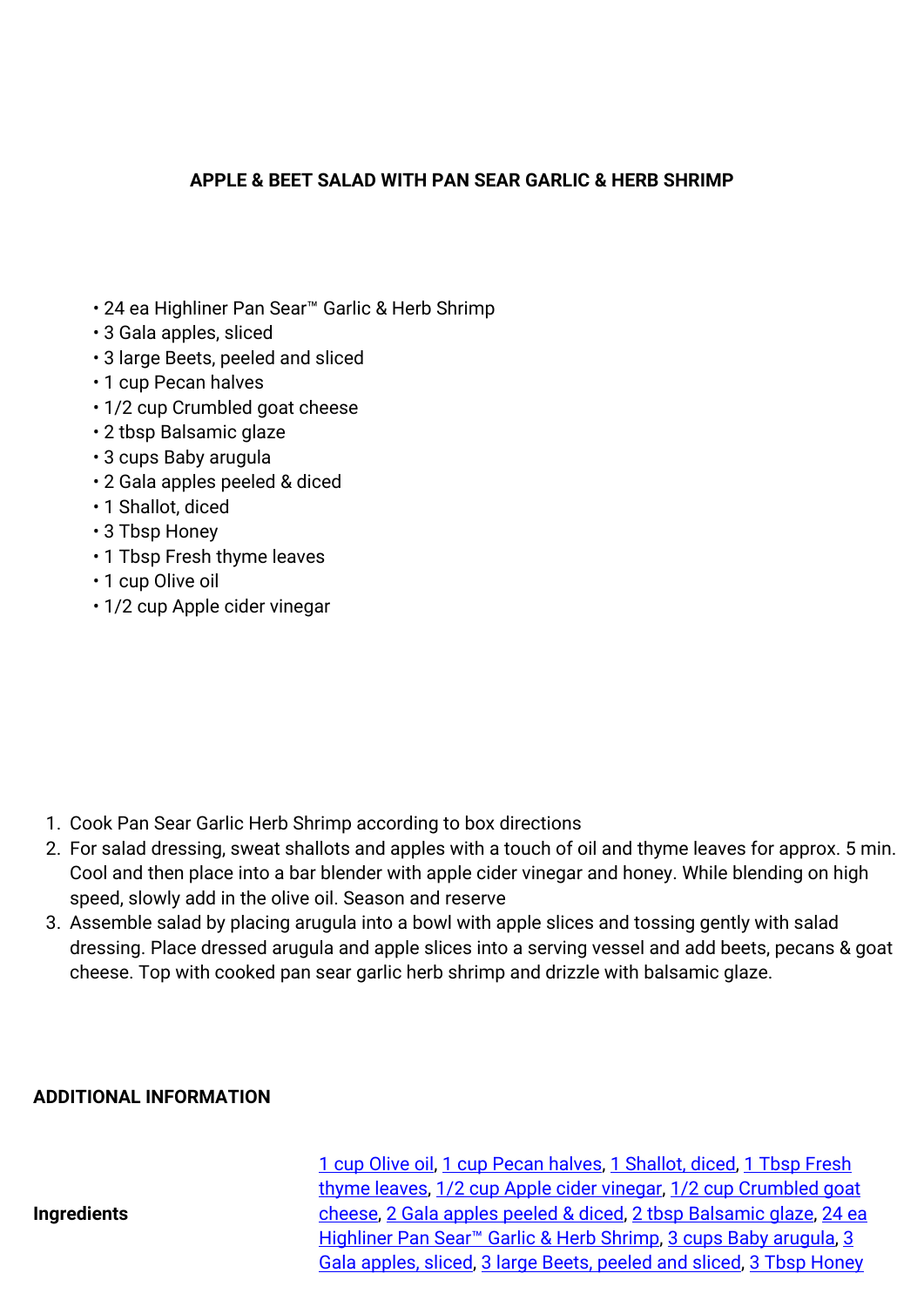# APPLE & BEET SALAD WITH PAN SEAR GARLIC & HERB SHRIMP

- 24 ea Highliner Pan Sear™ Garlic & Herb Shrimp
- 3 Gala apples, sliced
- 3 large Beets, peeled and sliced
- 1 cup Pecan halves
- 1/2 cup Crumbled goat cheese
- 2 tbsp Balsamic glaze
- 3 cups Baby arugula
- 2 Gala apples peeled & diced
- 1 Shallot, diced
- 3 Tbsp Honey
- 1 Tbsp Fresh thyme leaves
- 1 cup Olive oil
- 1/2 cup Apple cider vinegar

1. Cook Pan Sear Garlic Herb Shrimp according to box directions
2. For salad dressing, sweat shallots and apples with a touch of oil and thyme leaves for approx. 5 min. Cool and then place into a bar blender with apple cider vinegar and honey. While blending on high speed, slowly add in the olive oil. Season and reserve
3. Assemble salad by placing arugula into a bowl with apple slices and tossing gently with salad dressing. Place dressed arugula and apple slices into a serving vessel and add beets, pecans & goat cheese. Top with cooked pan sear garlic herb shrimp and drizzle with balsamic glaze.

## ADDITIONAL INFORMATION

| | |
|---|---|
| **Ingredients** | 1 cup Olive oil, 1 cup Pecan halves, 1 Shallot, diced, 1 Tbsp Fresh thyme leaves, 1/2 cup Apple cider vinegar, 1/2 cup Crumbled goat cheese, 2 Gala apples peeled & diced, 2 tbsp Balsamic glaze, 24 ea Highliner Pan Sear™ Garlic & Herb Shrimp, 3 cups Baby arugula, 3 Gala apples, sliced, 3 large Beets, peeled and sliced, 3 Tbsp Honey |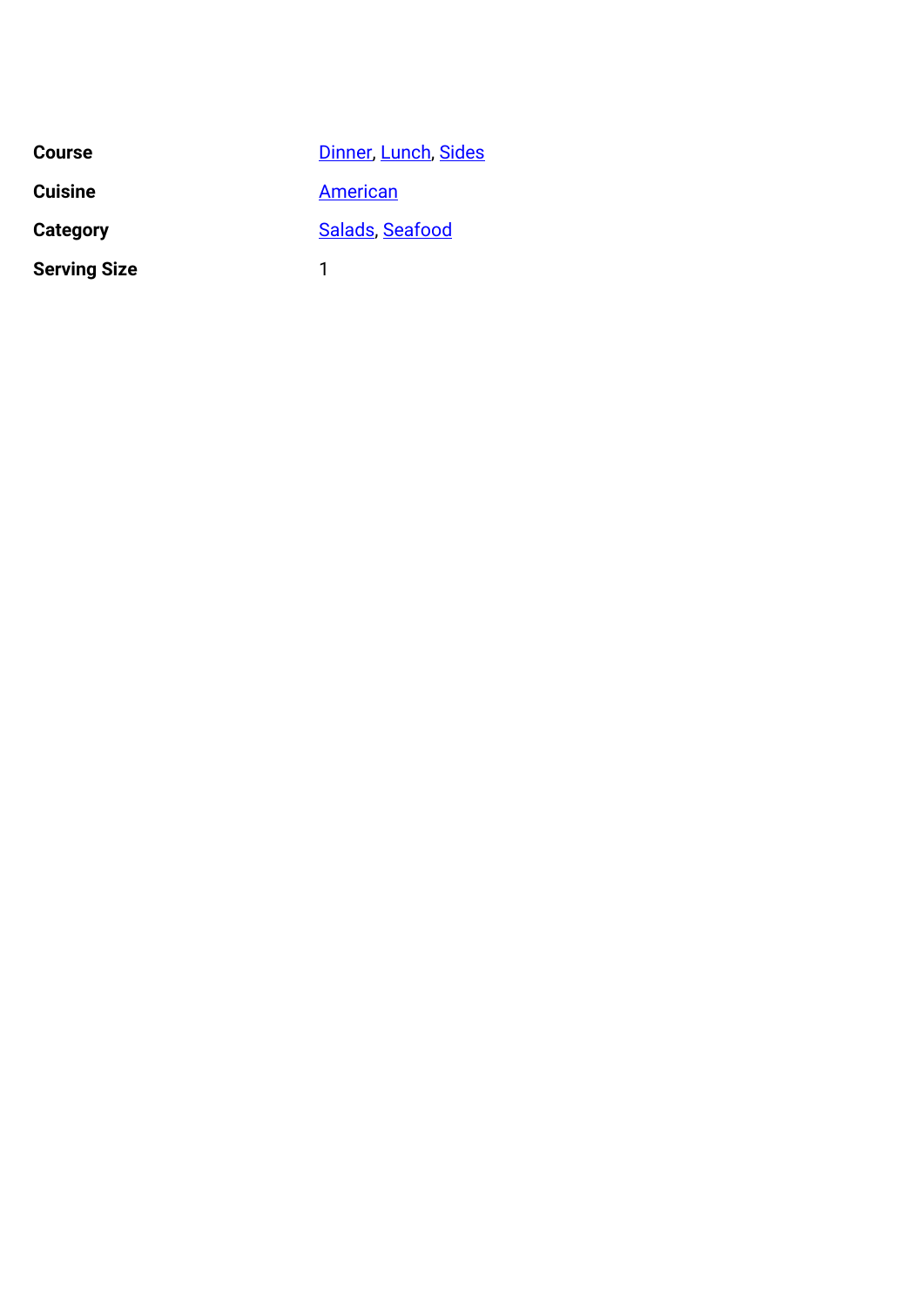| | |
|---|---|
| **Course** | Dinner, Lunch, Sides |
| **Cuisine** | American |
| **Category** | Salads, Seafood |
| **Serving Size** | 1 |